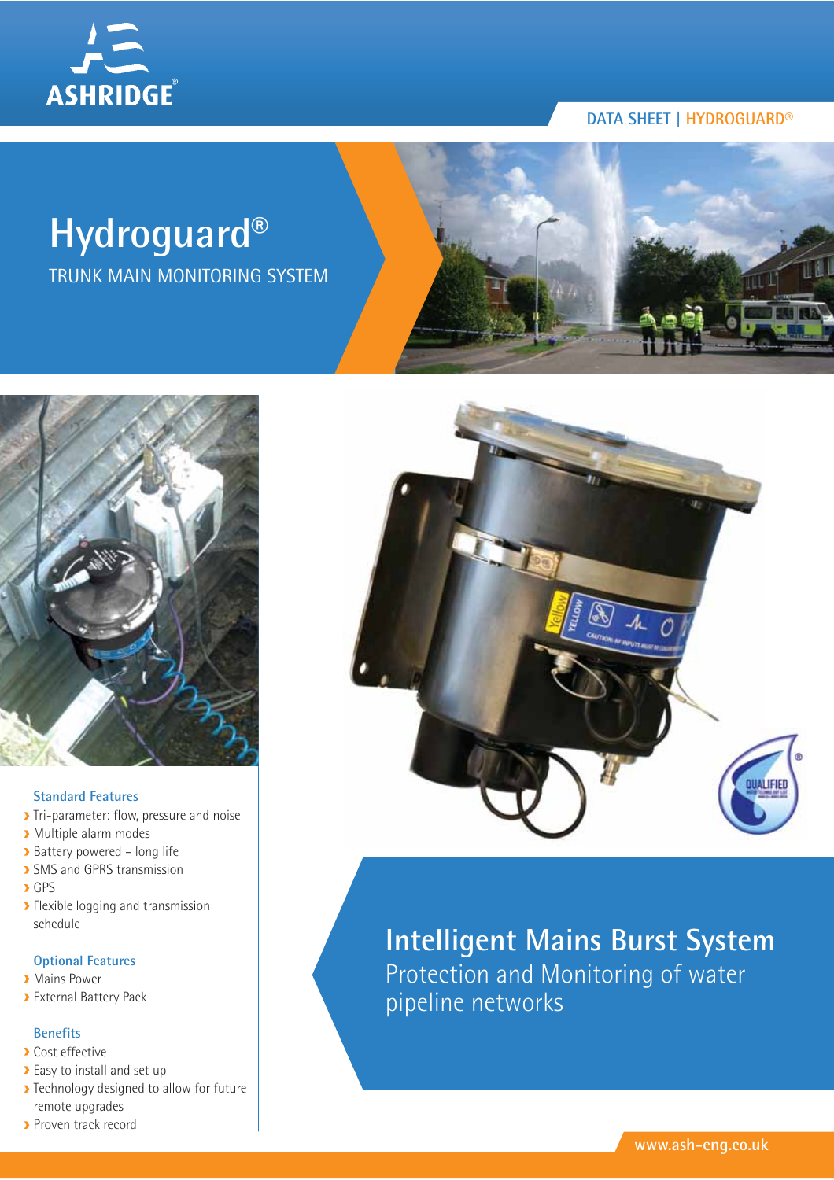ASHRIDGE®

DATA SHEET | HYDROGUARD®

# Hydroguard®

## TRUNK MAIN MONITORING SYSTEM

### Standard Features

- Tri-parameter: flow, pressure and noise
- Multiple alarm modes
- Battery powered – long life
- SMS and GPRS transmission
- GPS
- Flexible logging and transmission schedule

### Optional Features

- Mains Power
- External Battery Pack

### Benefits

- Cost effective
- Easy to install and set up
- Technology designed to allow for future remote upgrades
- Proven track record

## Intelligent Mains Burst System

Protection and Monitoring of water pipeline networks

www.ash-eng.co.uk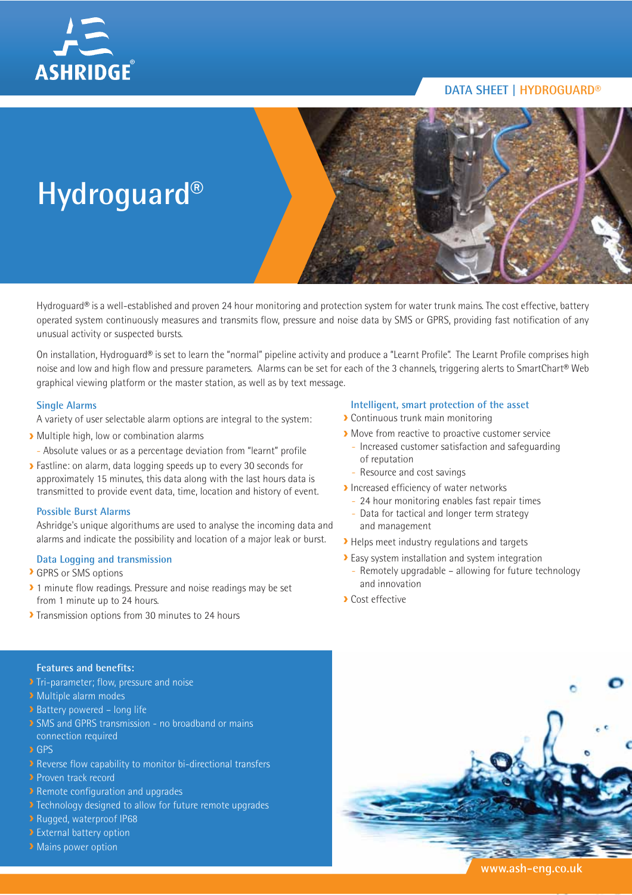ASHRIDGE®

DATA SHEET | HYDROGUARD®

# Hydroguard®

Hydroguard® is a well-established and proven 24 hour monitoring and protection system for water trunk mains. The cost effective, battery operated system continuously measures and transmits flow, pressure and noise data by SMS or GPRS, providing fast notification of any unusual activity or suspected bursts.

On installation, Hydroguard® is set to learn the "normal" pipeline activity and produce a "Learnt Profile". The Learnt Profile comprises high noise and low and high flow and pressure parameters. Alarms can be set for each of the 3 channels, triggering alerts to SmartChart® Web graphical viewing platform or the master station, as well as by text message.

### Single Alarms

A variety of user selectable alarm options are integral to the system:

- Multiple high, low or combination alarms
  - Absolute values or as a percentage deviation from "learnt" profile
- Fastline: on alarm, data logging speeds up to every 30 seconds for approximately 15 minutes, this data along with the last hours data is transmitted to provide event data, time, location and history of event.

### Possible Burst Alarms

Ashridge's unique algorithms are used to analyse the incoming data and alarms and indicate the possibility and location of a major leak or burst.

### Data Logging and transmission

- GPRS or SMS options
- 1 minute flow readings. Pressure and noise readings may be set from 1 minute up to 24 hours.
- Transmission options from 30 minutes to 24 hours

### Intelligent, smart protection of the asset

- Continuous trunk main monitoring
- Move from reactive to proactive customer service
  - Increased customer satisfaction and safeguarding of reputation
  - Resource and cost savings
- Increased efficiency of water networks
  - 24 hour monitoring enables fast repair times
  - Data for tactical and longer term strategy and management
- Helps meet industry regulations and targets
- Easy system installation and system integration
  - Remotely upgradable – allowing for future technology and innovation
- Cost effective

### Features and benefits:

- Tri-parameter; flow, pressure and noise
- Multiple alarm modes
- Battery powered – long life
- SMS and GPRS transmission - no broadband or mains connection required
- GPS
- Reverse flow capability to monitor bi-directional transfers
- Proven track record
- Remote configuration and upgrades
- Technology designed to allow for future remote upgrades
- Rugged, waterproof IP68
- External battery option
- Mains power option

www.ash-eng.co.uk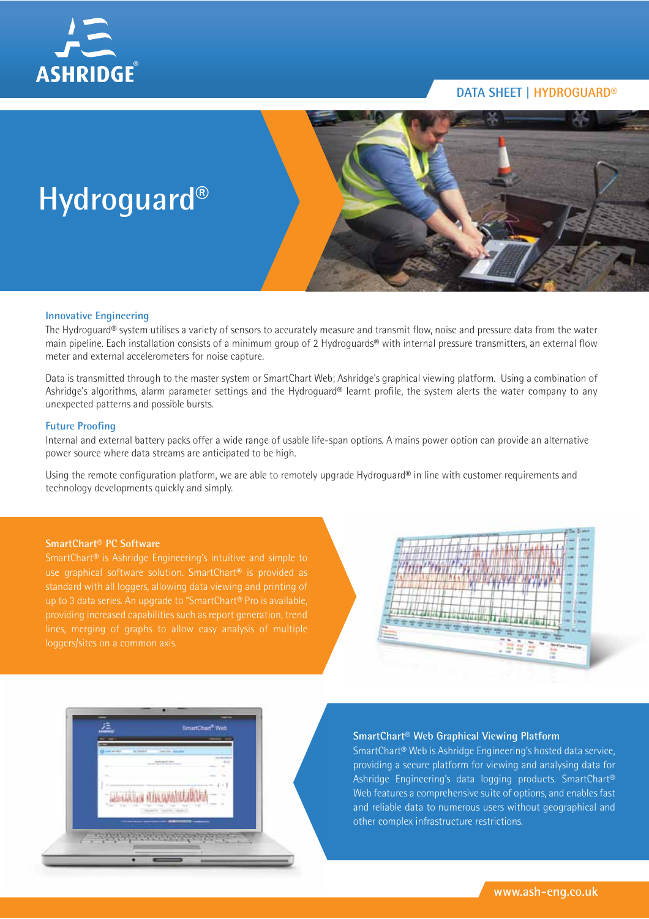DATA SHEET | HYDROGUARD®

# Hydroguard®

### Innovative Engineering

The Hydroguard® system utilises a variety of sensors to accurately measure and transmit flow, noise and pressure data from the water main pipeline. Each installation consists of a minimum group of 2 Hydroguards® with internal pressure transmitters, an external flow meter and external accelerometers for noise capture.

Data is transmitted through to the master system or SmartChart Web; Ashridge's graphical viewing platform. Using a combination of Ashridge's algorithms, alarm parameter settings and the Hydroguard® learnt profile, the system alerts the water company to any unexpected patterns and possible bursts.

### Future Proofing

Internal and external battery packs offer a wide range of usable life-span options. A mains power option can provide an alternative power source where data streams are anticipated to be high.

Using the remote configuration platform, we are able to remotely upgrade Hydroguard® in line with customer requirements and technology developments quickly and simply.

### SmartChart® PC Software

SmartChart® is Ashridge Engineering's intuitive and simple to use graphical software solution. SmartChart® is provided as standard with all loggers, allowing data viewing and printing of up to 3 data series. An upgrade to "SmartChart® Pro is available, providing increased capabilities such as report generation, trend lines, merging of graphs to allow easy analysis of multiple loggers/sites on a common axis.

### SmartChart® Web Graphical Viewing Platform

SmartChart® Web is Ashridge Engineering's hosted data service, providing a secure platform for viewing and analysing data for Ashridge Engineering's data logging products. SmartChart® Web features a comprehensive suite of options, and enables fast and reliable data to numerous users without geographical and other complex infrastructure restrictions.

www.ash-eng.co.uk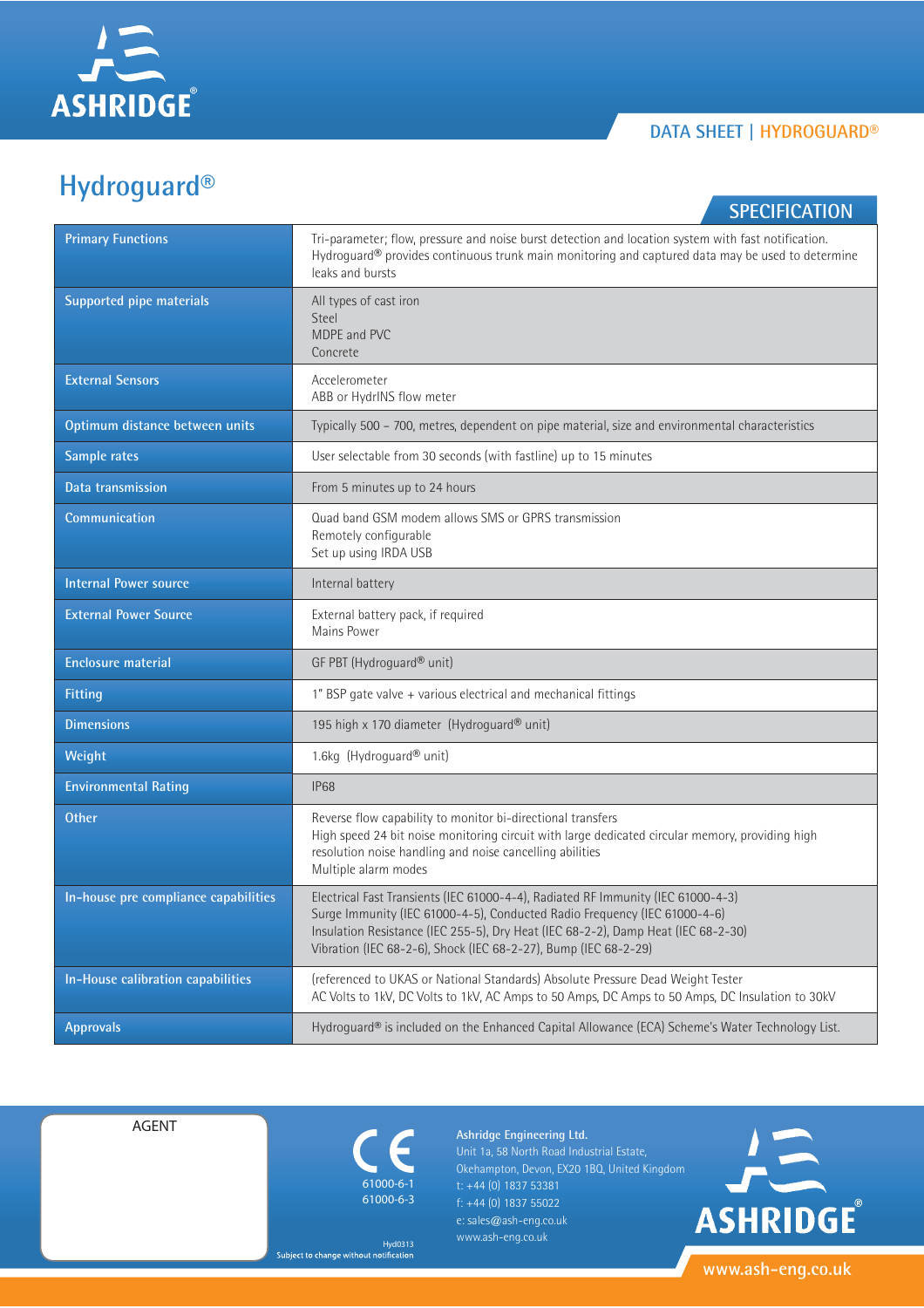DATA SHEET | HYDROGUARD®

# Hydroguard®

## SPECIFICATION

| | |
|---|---|
| **Primary Functions** | Tri-parameter; flow, pressure and noise burst detection and location system with fast notification. Hydroguard® provides continuous trunk main monitoring and captured data may be used to determine leaks and bursts |
| **Supported pipe materials** | All types of cast iron<br>Steel<br>MDPE and PVC<br>Concrete |
| **External Sensors** | Accelerometer<br>ABB or HydrINS flow meter |
| **Optimum distance between units** | Typically 500 – 700, metres, dependent on pipe material, size and environmental characteristics |
| **Sample rates** | User selectable from 30 seconds (with fastline) up to 15 minutes |
| **Data transmission** | From 5 minutes up to 24 hours |
| **Communication** | Quad band GSM modem allows SMS or GPRS transmission<br>Remotely configurable<br>Set up using IRDA USB |
| **Internal Power source** | Internal battery |
| **External Power Source** | External battery pack, if required<br>Mains Power |
| **Enclosure material** | GF PBT (Hydroguard® unit) |
| **Fitting** | 1" BSP gate valve + various electrical and mechanical fittings |
| **Dimensions** | 195 high x 170 diameter (Hydroguard® unit) |
| **Weight** | 1.6kg (Hydroguard® unit) |
| **Environmental Rating** | IP68 |
| **Other** | Reverse flow capability to monitor bi-directional transfers<br>High speed 24 bit noise monitoring circuit with large dedicated circular memory, providing high resolution noise handling and noise cancelling abilities<br>Multiple alarm modes |
| **In-house pre compliance capabilities** | Electrical Fast Transients (IEC 61000-4-4), Radiated RF Immunity (IEC 61000-4-3)<br>Surge Immunity (IEC 61000-4-5), Conducted Radio Frequency (IEC 61000-4-6)<br>Insulation Resistance (IEC 255-5), Dry Heat (IEC 68-2-2), Damp Heat (IEC 68-2-30)<br>Vibration (IEC 68-2-6), Shock (IEC 68-2-27), Bump (IEC 68-2-29) |
| **In-House calibration capabilities** | (referenced to UKAS or National Standards) Absolute Pressure Dead Weight Tester<br>AC Volts to 1kV, DC Volts to 1kV, AC Amps to 50 Amps, DC Amps to 50 Amps, DC Insulation to 30kV |
| **Approvals** | Hydroguard® is included on the Enhanced Capital Allowance (ECA) Scheme's Water Technology List. |

AGENT

CE
61000-6-1
61000-6-3

Hyd0313
Subject to change without notification

**Ashridge Engineering Ltd.**
Unit 1a, 58 North Road Industrial Estate,
Okehampton, Devon, EX20 1BQ, United Kingdom
t: +44 (0) 1837 53381
f: +44 (0) 1837 55022
e: sales@ash-eng.co.uk
www.ash-eng.co.uk

ASHRIDGE®

www.ash-eng.co.uk